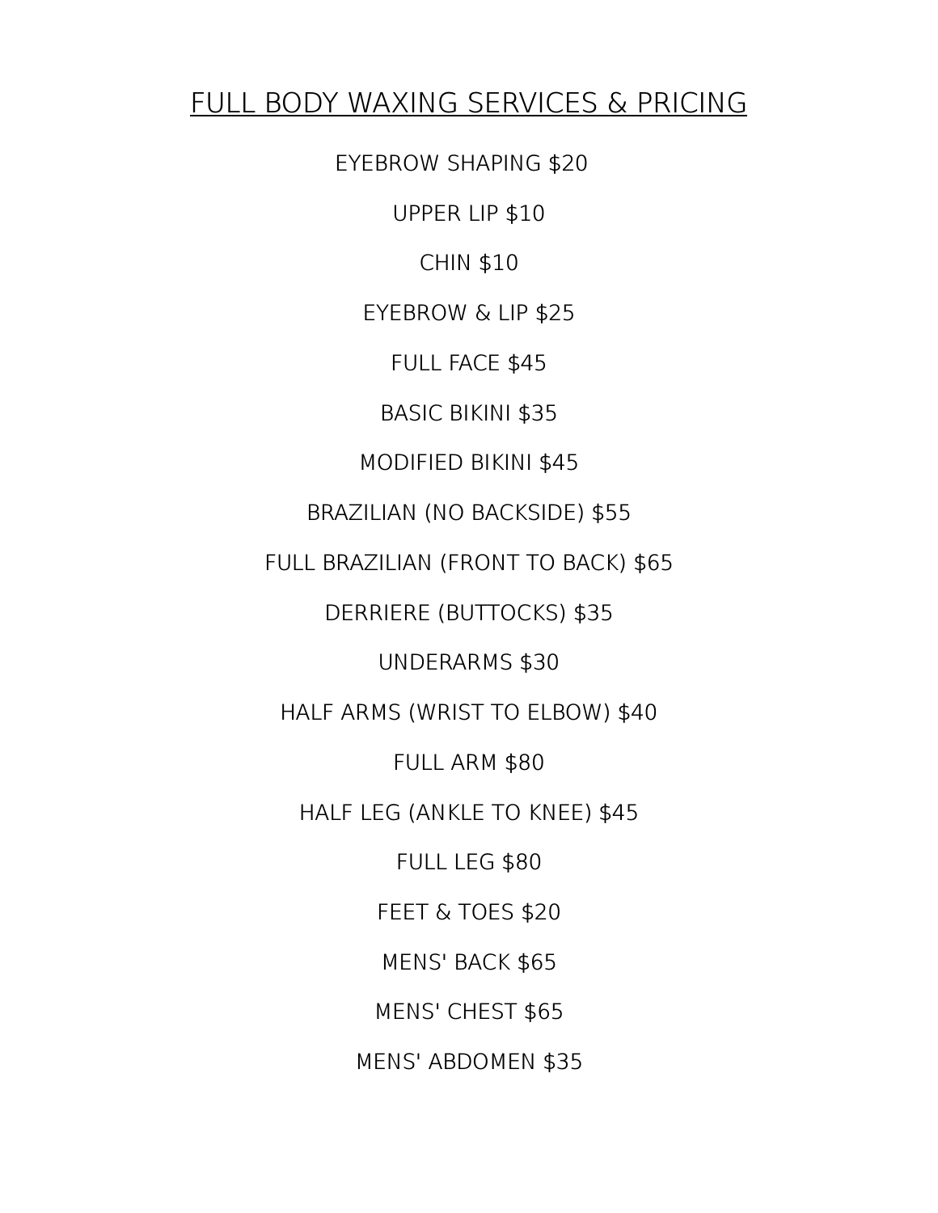# FULL BODY WAXING SERVICES & PRICING

EYEBROW SHAPING $20

UPPER LIP $10

CHIN $10

EYEBROW & LIP $25

FULL FACE $45

BASIC BIKINI $35

MODIFIED BIKINI $45

BRAZILIAN (NO BACKSIDE) $55

FULL BRAZILIAN (FRONT TO BACK) $65

DERRIERE (BUTTOCKS) $35

UNDERARMS $30

HALF ARMS (WRIST TO ELBOW) $40

FULL ARM $80

HALF LEG (ANKLE TO KNEE) $45

FULL LEG $80

FEET & TOES $20

MENS' BACK $65

MENS' CHEST $65

MENS' ABDOMEN $35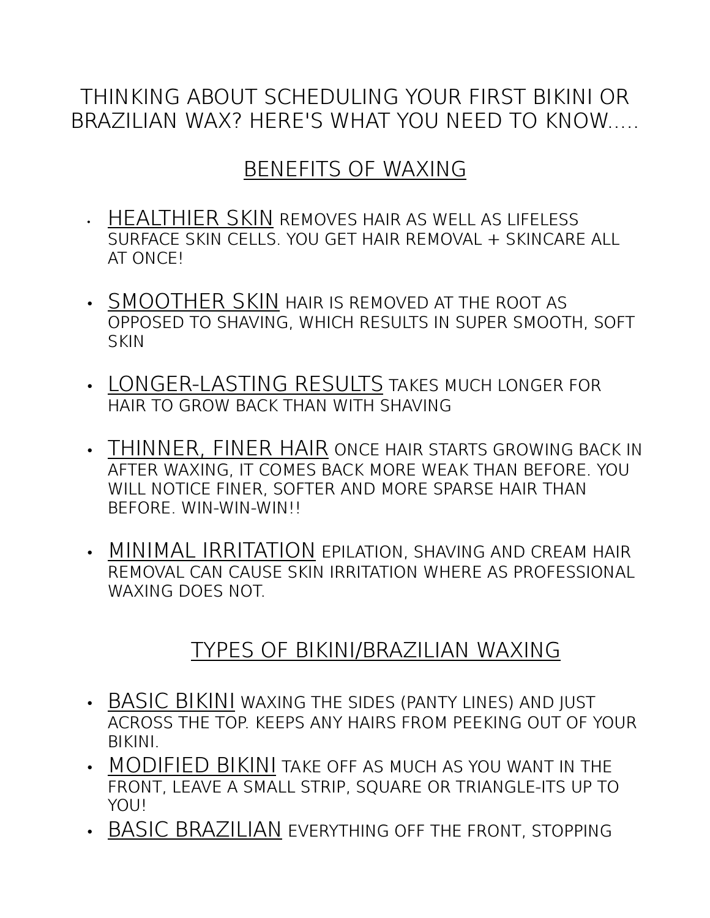# THINKING ABOUT SCHEDULING YOUR FIRST BIKINI OR BRAZILIAN WAX? HERE'S WHAT YOU NEED TO KNOW.....

## BENEFITS OF WAXING

- HEALTHIER SKIN REMOVES HAIR AS WELL AS LIFELESS SURFACE SKIN CELLS. YOU GET HAIR REMOVAL + SKINCARE ALL AT ONCE!

- SMOOTHER SKIN HAIR IS REMOVED AT THE ROOT AS OPPOSED TO SHAVING, WHICH RESULTS IN SUPER SMOOTH, SOFT SKIN

- LONGER-LASTING RESULTS TAKES MUCH LONGER FOR HAIR TO GROW BACK THAN WITH SHAVING

- THINNER, FINER HAIR ONCE HAIR STARTS GROWING BACK IN AFTER WAXING, IT COMES BACK MORE WEAK THAN BEFORE. YOU WILL NOTICE FINER, SOFTER AND MORE SPARSE HAIR THAN BEFORE. WIN-WIN-WIN!!

- MINIMAL IRRITATION EPILATION, SHAVING AND CREAM HAIR REMOVAL CAN CAUSE SKIN IRRITATION WHERE AS PROFESSIONAL WAXING DOES NOT.

## TYPES OF BIKINI/BRAZILIAN WAXING

- BASIC BIKINI WAXING THE SIDES (PANTY LINES) AND JUST ACROSS THE TOP. KEEPS ANY HAIRS FROM PEEKING OUT OF YOUR BIKINI.
- MODIFIED BIKINI TAKE OFF AS MUCH AS YOU WANT IN THE FRONT, LEAVE A SMALL STRIP, SQUARE OR TRIANGLE-ITS UP TO YOU!
- BASIC BRAZILIAN EVERYTHING OFF THE FRONT, STOPPING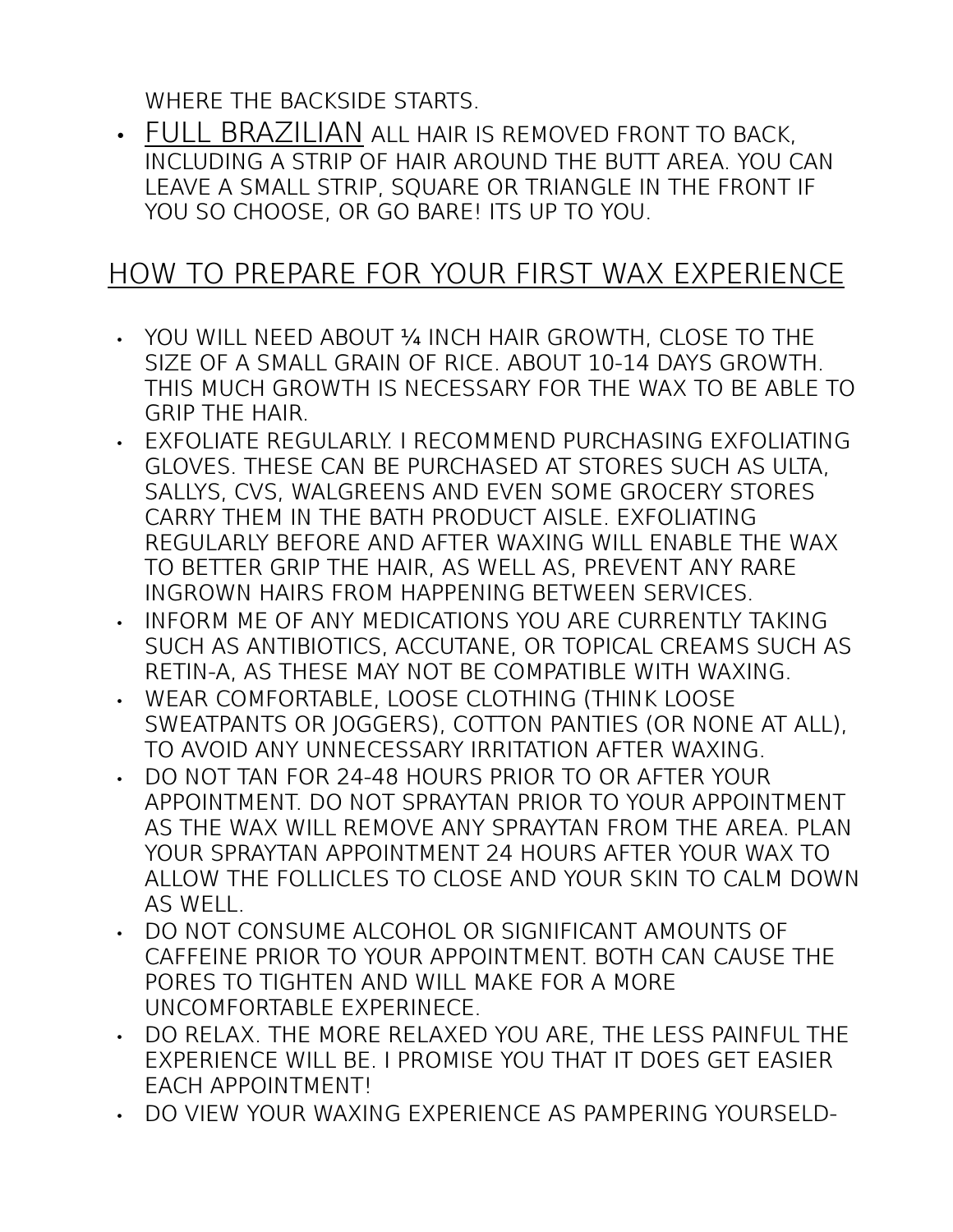WHERE THE BACKSIDE STARTS.

- FULL BRAZILIAN ALL HAIR IS REMOVED FRONT TO BACK, INCLUDING A STRIP OF HAIR AROUND THE BUTT AREA. YOU CAN LEAVE A SMALL STRIP, SQUARE OR TRIANGLE IN THE FRONT IF YOU SO CHOOSE, OR GO BARE! ITS UP TO YOU.

## HOW TO PREPARE FOR YOUR FIRST WAX EXPERIENCE

- YOU WILL NEED ABOUT ¼ INCH HAIR GROWTH, CLOSE TO THE SIZE OF A SMALL GRAIN OF RICE. ABOUT 10-14 DAYS GROWTH. THIS MUCH GROWTH IS NECESSARY FOR THE WAX TO BE ABLE TO GRIP THE HAIR.
- EXFOLIATE REGULARLY. I RECOMMEND PURCHASING EXFOLIATING GLOVES. THESE CAN BE PURCHASED AT STORES SUCH AS ULTA, SALLYS, CVS, WALGREENS AND EVEN SOME GROCERY STORES CARRY THEM IN THE BATH PRODUCT AISLE. EXFOLIATING REGULARLY BEFORE AND AFTER WAXING WILL ENABLE THE WAX TO BETTER GRIP THE HAIR, AS WELL AS, PREVENT ANY RARE INGROWN HAIRS FROM HAPPENING BETWEEN SERVICES.
- INFORM ME OF ANY MEDICATIONS YOU ARE CURRENTLY TAKING SUCH AS ANTIBIOTICS, ACCUTANE, OR TOPICAL CREAMS SUCH AS RETIN-A, AS THESE MAY NOT BE COMPATIBLE WITH WAXING.
- WEAR COMFORTABLE, LOOSE CLOTHING (THINK LOOSE SWEATPANTS OR JOGGERS), COTTON PANTIES (OR NONE AT ALL), TO AVOID ANY UNNECESSARY IRRITATION AFTER WAXING.
- DO NOT TAN FOR 24-48 HOURS PRIOR TO OR AFTER YOUR APPOINTMENT. DO NOT SPRAYTAN PRIOR TO YOUR APPOINTMENT AS THE WAX WILL REMOVE ANY SPRAYTAN FROM THE AREA. PLAN YOUR SPRAYTAN APPOINTMENT 24 HOURS AFTER YOUR WAX TO ALLOW THE FOLLICLES TO CLOSE AND YOUR SKIN TO CALM DOWN AS WELL.
- DO NOT CONSUME ALCOHOL OR SIGNIFICANT AMOUNTS OF CAFFEINE PRIOR TO YOUR APPOINTMENT. BOTH CAN CAUSE THE PORES TO TIGHTEN AND WILL MAKE FOR A MORE UNCOMFORTABLE EXPERINECE.
- DO RELAX. THE MORE RELAXED YOU ARE, THE LESS PAINFUL THE EXPERIENCE WILL BE. I PROMISE YOU THAT IT DOES GET EASIER EACH APPOINTMENT!
- DO VIEW YOUR WAXING EXPERIENCE AS PAMPERING YOURSELD-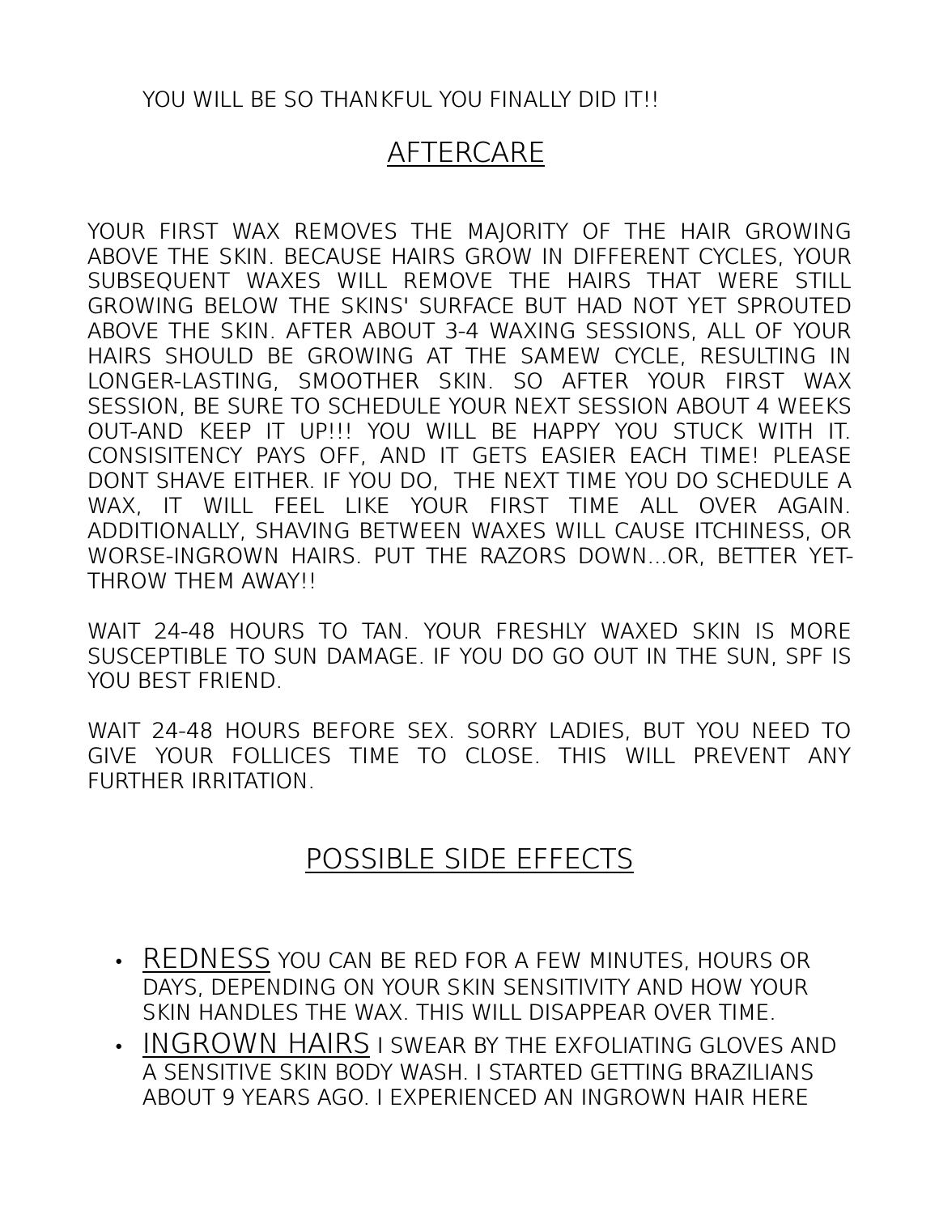YOU WILL BE SO THANKFUL YOU FINALLY DID IT!!

## AFTERCARE

YOUR FIRST WAX REMOVES THE MAJORITY OF THE HAIR GROWING ABOVE THE SKIN. BECAUSE HAIRS GROW IN DIFFERENT CYCLES, YOUR SUBSEQUENT WAXES WILL REMOVE THE HAIRS THAT WERE STILL GROWING BELOW THE SKINS' SURFACE BUT HAD NOT YET SPROUTED ABOVE THE SKIN. AFTER ABOUT 3-4 WAXING SESSIONS, ALL OF YOUR HAIRS SHOULD BE GROWING AT THE SAMEW CYCLE, RESULTING IN LONGER-LASTING, SMOOTHER SKIN. SO AFTER YOUR FIRST WAX SESSION, BE SURE TO SCHEDULE YOUR NEXT SESSION ABOUT 4 WEEKS OUT-AND KEEP IT UP!!! YOU WILL BE HAPPY YOU STUCK WITH IT. CONSISITENCY PAYS OFF, AND IT GETS EASIER EACH TIME! PLEASE DONT SHAVE EITHER. IF YOU DO, THE NEXT TIME YOU DO SCHEDULE A WAX, IT WILL FEEL LIKE YOUR FIRST TIME ALL OVER AGAIN. ADDITIONALLY, SHAVING BETWEEN WAXES WILL CAUSE ITCHINESS, OR WORSE-INGROWN HAIRS. PUT THE RAZORS DOWN...OR, BETTER YET-THROW THEM AWAY!!

WAIT 24-48 HOURS TO TAN. YOUR FRESHLY WAXED SKIN IS MORE SUSCEPTIBLE TO SUN DAMAGE. IF YOU DO GO OUT IN THE SUN, SPF IS YOU BEST FRIEND.

WAIT 24-48 HOURS BEFORE SEX. SORRY LADIES, BUT YOU NEED TO GIVE YOUR FOLLICES TIME TO CLOSE. THIS WILL PREVENT ANY FURTHER IRRITATION.

## POSSIBLE SIDE EFFECTS

- REDNESS YOU CAN BE RED FOR A FEW MINUTES, HOURS OR DAYS, DEPENDING ON YOUR SKIN SENSITIVITY AND HOW YOUR SKIN HANDLES THE WAX. THIS WILL DISAPPEAR OVER TIME.
- INGROWN HAIRS I SWEAR BY THE EXFOLIATING GLOVES AND A SENSITIVE SKIN BODY WASH. I STARTED GETTING BRAZILIANS ABOUT 9 YEARS AGO. I EXPERIENCED AN INGROWN HAIR HERE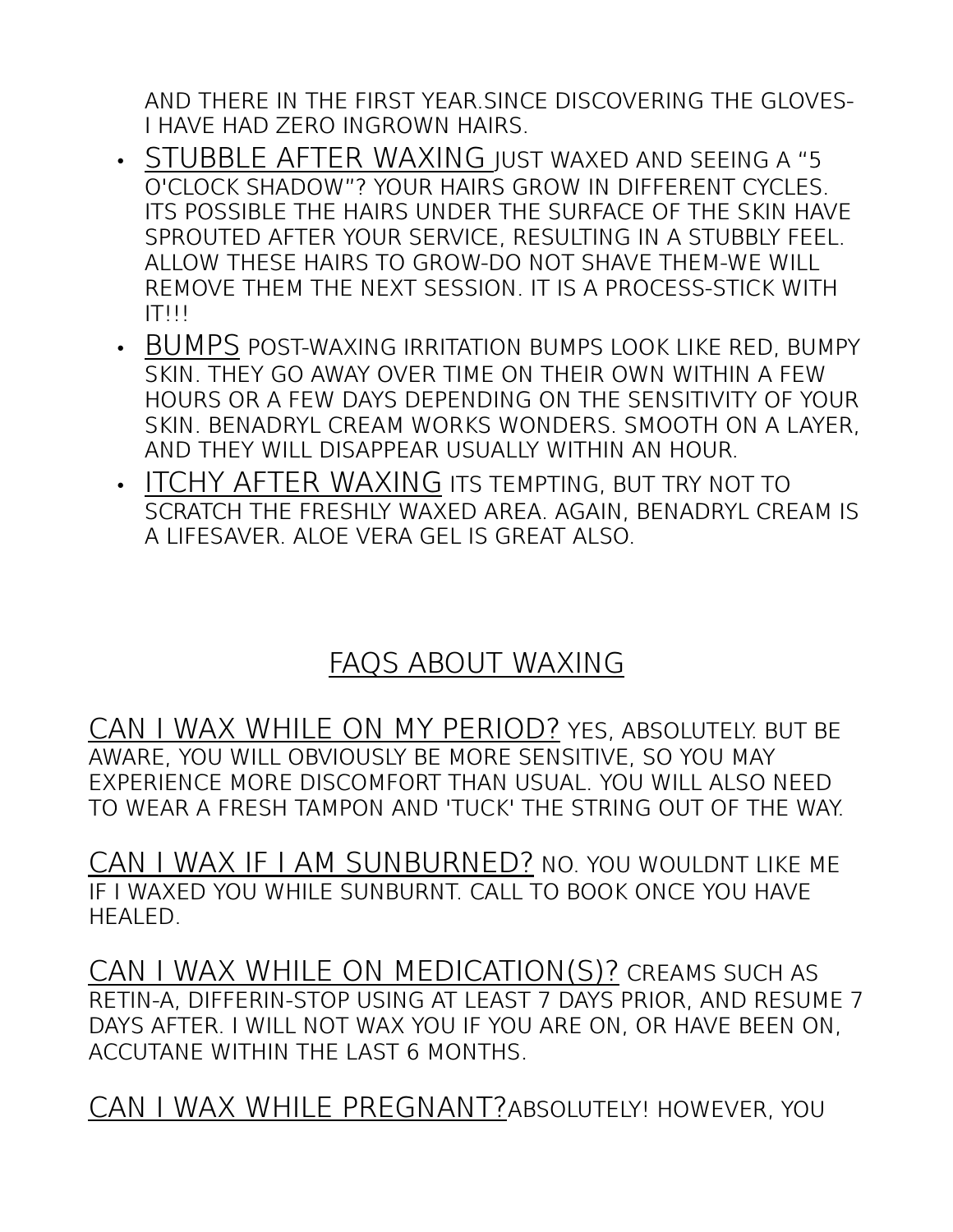AND THERE IN THE FIRST YEAR.SINCE DISCOVERING THE GLOVES-I HAVE HAD ZERO INGROWN HAIRS.

- <u>STUBBLE AFTER WAXING</u> JUST WAXED AND SEEING A "5 O'CLOCK SHADOW"? YOUR HAIRS GROW IN DIFFERENT CYCLES. ITS POSSIBLE THE HAIRS UNDER THE SURFACE OF THE SKIN HAVE SPROUTED AFTER YOUR SERVICE, RESULTING IN A STUBBLY FEEL. ALLOW THESE HAIRS TO GROW-DO NOT SHAVE THEM-WE WILL REMOVE THEM THE NEXT SESSION. IT IS A PROCESS-STICK WITH IT!!!
- <u>BUMPS</u> POST-WAXING IRRITATION BUMPS LOOK LIKE RED, BUMPY SKIN. THEY GO AWAY OVER TIME ON THEIR OWN WITHIN A FEW HOURS OR A FEW DAYS DEPENDING ON THE SENSITIVITY OF YOUR SKIN. BENADRYL CREAM WORKS WONDERS. SMOOTH ON A LAYER, AND THEY WILL DISAPPEAR USUALLY WITHIN AN HOUR.
- <u>ITCHY AFTER WAXING</u> ITS TEMPTING, BUT TRY NOT TO SCRATCH THE FRESHLY WAXED AREA. AGAIN, BENADRYL CREAM IS A LIFESAVER. ALOE VERA GEL IS GREAT ALSO.

## <u>FAQS ABOUT WAXING</u>

<u>CAN I WAX WHILE ON MY PERIOD?</u> YES, ABSOLUTELY. BUT BE AWARE, YOU WILL OBVIOUSLY BE MORE SENSITIVE, SO YOU MAY EXPERIENCE MORE DISCOMFORT THAN USUAL. YOU WILL ALSO NEED TO WEAR A FRESH TAMPON AND 'TUCK' THE STRING OUT OF THE WAY.

<u>CAN I WAX IF I AM SUNBURNED?</u> NO. YOU WOULDNT LIKE ME IF I WAXED YOU WHILE SUNBURNT. CALL TO BOOK ONCE YOU HAVE HEALED.

<u>CAN I WAX WHILE ON MEDICATION(S)?</u> CREAMS SUCH AS RETIN-A, DIFFERIN-STOP USING AT LEAST 7 DAYS PRIOR, AND RESUME 7 DAYS AFTER. I WILL NOT WAX YOU IF YOU ARE ON, OR HAVE BEEN ON, ACCUTANE WITHIN THE LAST 6 MONTHS.

<u>CAN I WAX WHILE PREGNANT?</u>ABSOLUTELY! HOWEVER, YOU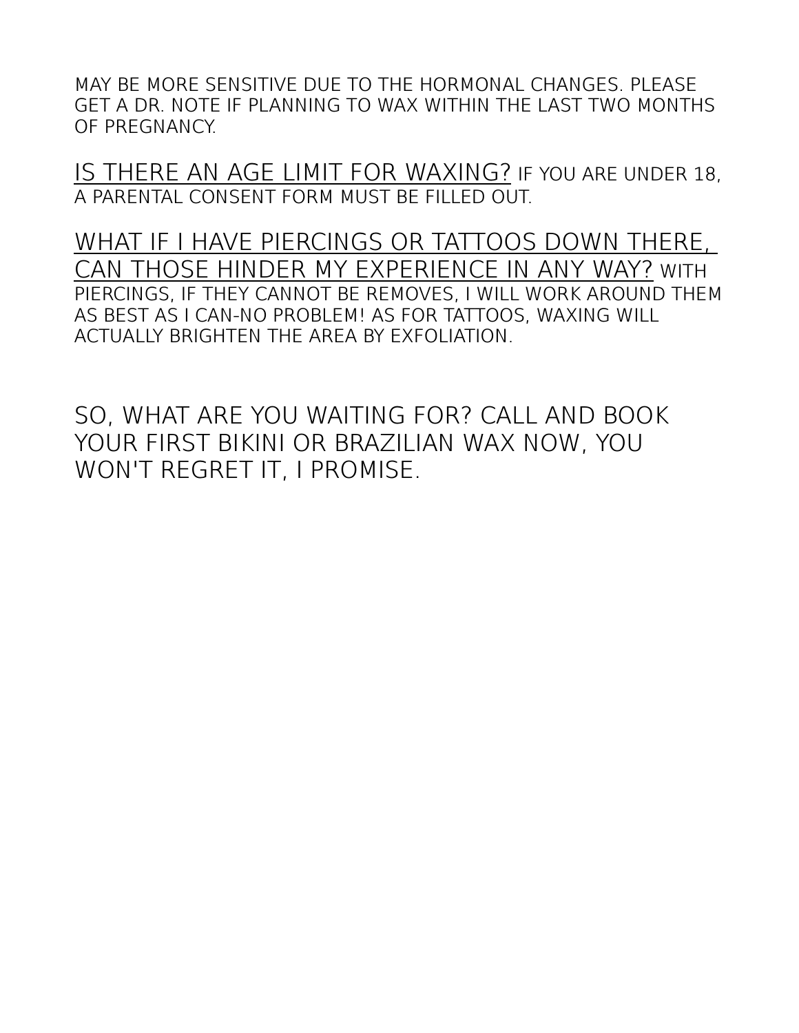MAY BE MORE SENSITIVE DUE TO THE HORMONAL CHANGES. PLEASE GET A DR. NOTE IF PLANNING TO WAX WITHIN THE LAST TWO MONTHS OF PREGNANCY.

<u>IS THERE AN AGE LIMIT FOR WAXING?</u> IF YOU ARE UNDER 18, A PARENTAL CONSENT FORM MUST BE FILLED OUT.

<u>WHAT IF I HAVE PIERCINGS OR TATTOOS DOWN THERE, CAN THOSE HINDER MY EXPERIENCE IN ANY WAY?</u> WITH PIERCINGS, IF THEY CANNOT BE REMOVES, I WILL WORK AROUND THEM AS BEST AS I CAN-NO PROBLEM! AS FOR TATTOOS, WAXING WILL ACTUALLY BRIGHTEN THE AREA BY EXFOLIATION.

SO, WHAT ARE YOU WAITING FOR? CALL AND BOOK YOUR FIRST BIKINI OR BRAZILIAN WAX NOW, YOU WON'T REGRET IT, I PROMISE.